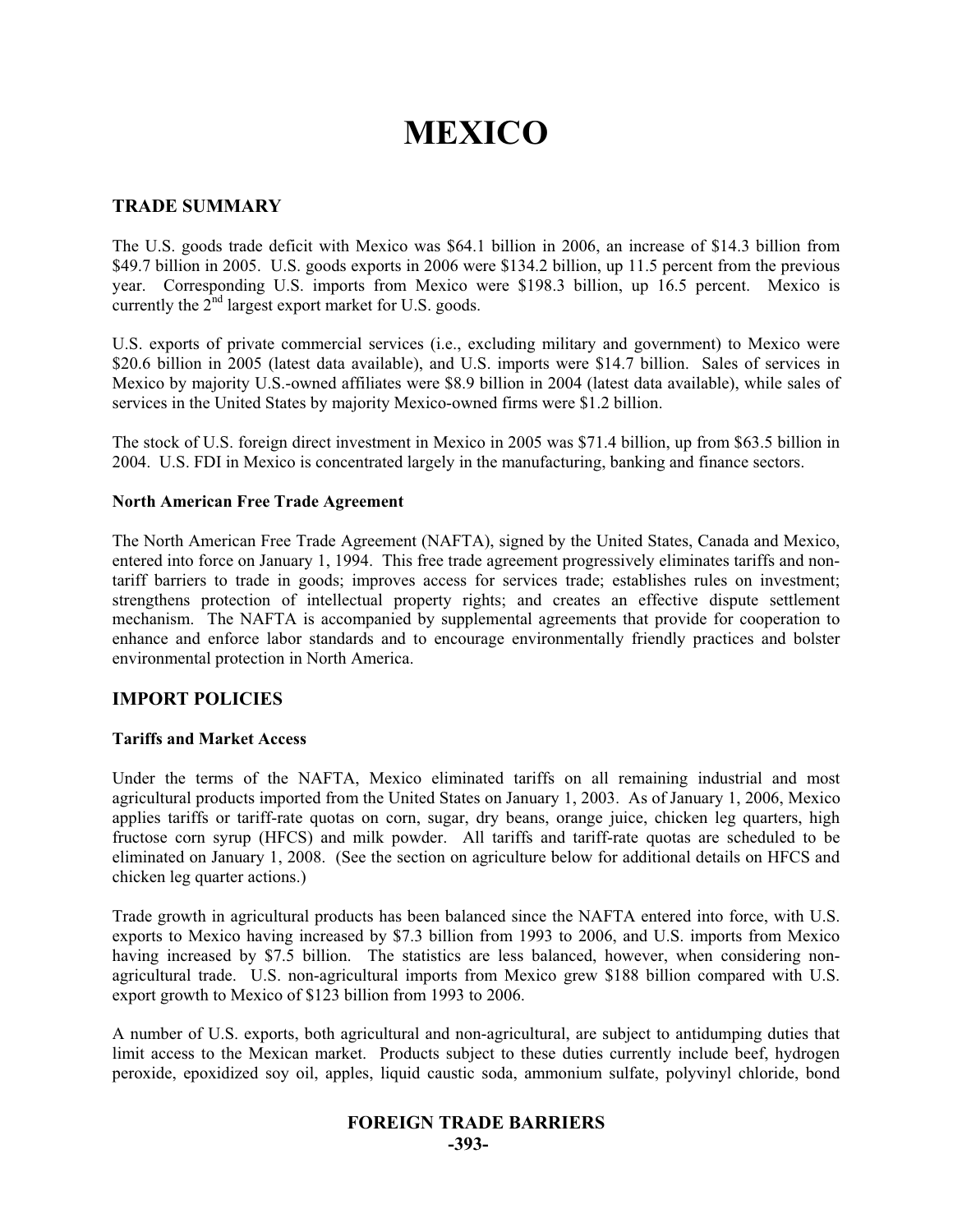# MEXICO

## TRADE SUMMARY

The U.S. goods trade deficit with Mexico was $64.1 billion in 2006, an increase of $14.3 billion from $49.7 billion in 2005. U.S. goods exports in 2006 were $134.2 billion, up 11.5 percent from the previous year. Corresponding U.S. imports from Mexico were $198.3 billion, up 16.5 percent. Mexico is currently the 2nd largest export market for U.S. goods.

U.S. exports of private commercial services (i.e., excluding military and government) to Mexico were $20.6 billion in 2005 (latest data available), and U.S. imports were $14.7 billion. Sales of services in Mexico by majority U.S.-owned affiliates were $8.9 billion in 2004 (latest data available), while sales of services in the United States by majority Mexico-owned firms were $1.2 billion.

The stock of U.S. foreign direct investment in Mexico in 2005 was $71.4 billion, up from $63.5 billion in 2004. U.S. FDI in Mexico is concentrated largely in the manufacturing, banking and finance sectors.

### North American Free Trade Agreement

The North American Free Trade Agreement (NAFTA), signed by the United States, Canada and Mexico, entered into force on January 1, 1994. This free trade agreement progressively eliminates tariffs and non-tariff barriers to trade in goods; improves access for services trade; establishes rules on investment; strengthens protection of intellectual property rights; and creates an effective dispute settlement mechanism. The NAFTA is accompanied by supplemental agreements that provide for cooperation to enhance and enforce labor standards and to encourage environmentally friendly practices and bolster environmental protection in North America.

## IMPORT POLICIES

### Tariffs and Market Access

Under the terms of the NAFTA, Mexico eliminated tariffs on all remaining industrial and most agricultural products imported from the United States on January 1, 2003. As of January 1, 2006, Mexico applies tariffs or tariff-rate quotas on corn, sugar, dry beans, orange juice, chicken leg quarters, high fructose corn syrup (HFCS) and milk powder. All tariffs and tariff-rate quotas are scheduled to be eliminated on January 1, 2008. (See the section on agriculture below for additional details on HFCS and chicken leg quarter actions.)

Trade growth in agricultural products has been balanced since the NAFTA entered into force, with U.S. exports to Mexico having increased by $7.3 billion from 1993 to 2006, and U.S. imports from Mexico having increased by $7.5 billion. The statistics are less balanced, however, when considering non-agricultural trade. U.S. non-agricultural imports from Mexico grew $188 billion compared with U.S. export growth to Mexico of $123 billion from 1993 to 2006.

A number of U.S. exports, both agricultural and non-agricultural, are subject to antidumping duties that limit access to the Mexican market. Products subject to these duties currently include beef, hydrogen peroxide, epoxidized soy oil, apples, liquid caustic soda, ammonium sulfate, polyvinyl chloride, bond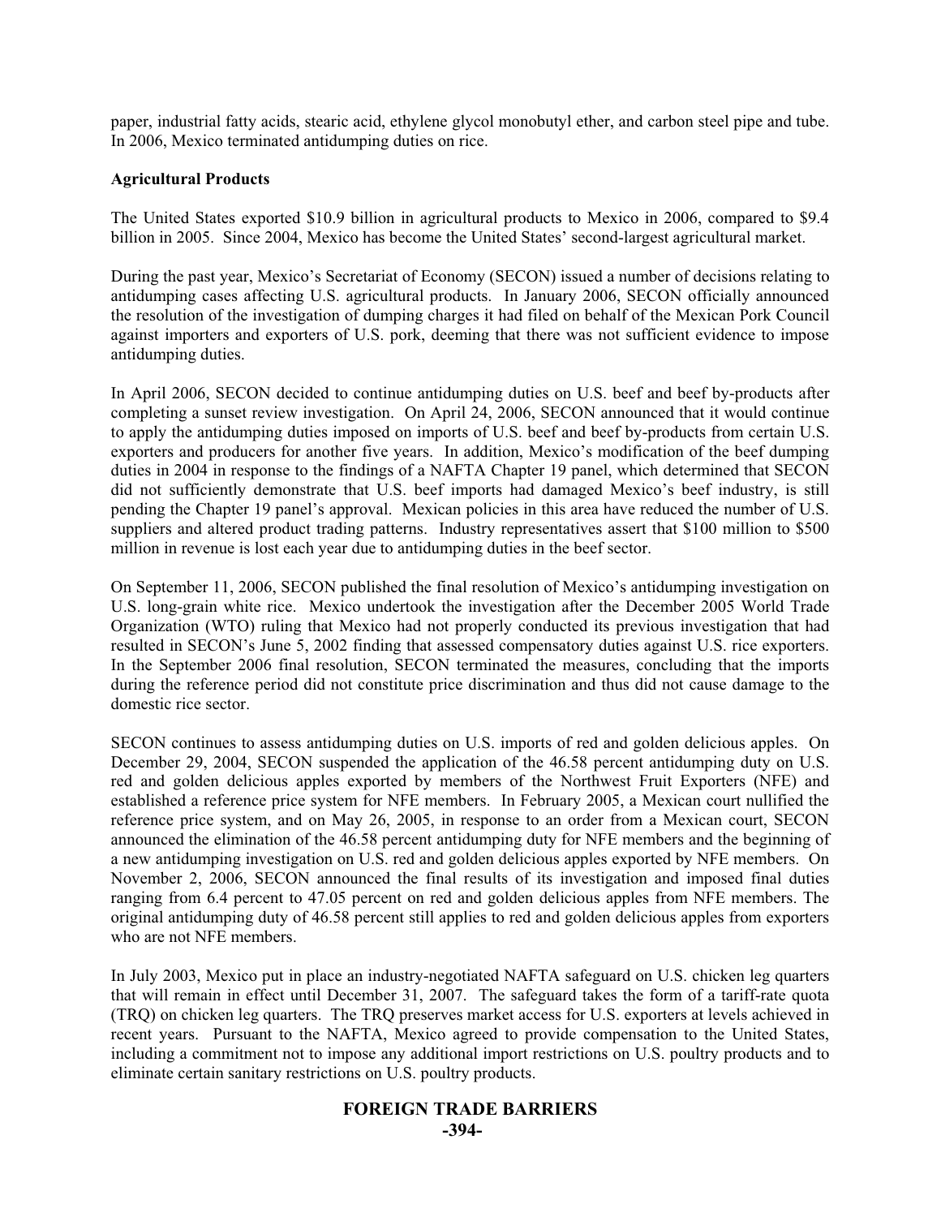paper, industrial fatty acids, stearic acid, ethylene glycol monobutyl ether, and carbon steel pipe and tube. In 2006, Mexico terminated antidumping duties on rice.

**Agricultural Products**

The United States exported $10.9 billion in agricultural products to Mexico in 2006, compared to $9.4 billion in 2005. Since 2004, Mexico has become the United States' second-largest agricultural market.

During the past year, Mexico's Secretariat of Economy (SECON) issued a number of decisions relating to antidumping cases affecting U.S. agricultural products. In January 2006, SECON officially announced the resolution of the investigation of dumping charges it had filed on behalf of the Mexican Pork Council against importers and exporters of U.S. pork, deeming that there was not sufficient evidence to impose antidumping duties.

In April 2006, SECON decided to continue antidumping duties on U.S. beef and beef by-products after completing a sunset review investigation. On April 24, 2006, SECON announced that it would continue to apply the antidumping duties imposed on imports of U.S. beef and beef by-products from certain U.S. exporters and producers for another five years. In addition, Mexico's modification of the beef dumping duties in 2004 in response to the findings of a NAFTA Chapter 19 panel, which determined that SECON did not sufficiently demonstrate that U.S. beef imports had damaged Mexico's beef industry, is still pending the Chapter 19 panel's approval. Mexican policies in this area have reduced the number of U.S. suppliers and altered product trading patterns. Industry representatives assert that $100 million to $500 million in revenue is lost each year due to antidumping duties in the beef sector.

On September 11, 2006, SECON published the final resolution of Mexico's antidumping investigation on U.S. long-grain white rice. Mexico undertook the investigation after the December 2005 World Trade Organization (WTO) ruling that Mexico had not properly conducted its previous investigation that had resulted in SECON's June 5, 2002 finding that assessed compensatory duties against U.S. rice exporters. In the September 2006 final resolution, SECON terminated the measures, concluding that the imports during the reference period did not constitute price discrimination and thus did not cause damage to the domestic rice sector.

SECON continues to assess antidumping duties on U.S. imports of red and golden delicious apples. On December 29, 2004, SECON suspended the application of the 46.58 percent antidumping duty on U.S. red and golden delicious apples exported by members of the Northwest Fruit Exporters (NFE) and established a reference price system for NFE members. In February 2005, a Mexican court nullified the reference price system, and on May 26, 2005, in response to an order from a Mexican court, SECON announced the elimination of the 46.58 percent antidumping duty for NFE members and the beginning of a new antidumping investigation on U.S. red and golden delicious apples exported by NFE members. On November 2, 2006, SECON announced the final results of its investigation and imposed final duties ranging from 6.4 percent to 47.05 percent on red and golden delicious apples from NFE members. The original antidumping duty of 46.58 percent still applies to red and golden delicious apples from exporters who are not NFE members.

In July 2003, Mexico put in place an industry-negotiated NAFTA safeguard on U.S. chicken leg quarters that will remain in effect until December 31, 2007. The safeguard takes the form of a tariff-rate quota (TRQ) on chicken leg quarters. The TRQ preserves market access for U.S. exporters at levels achieved in recent years. Pursuant to the NAFTA, Mexico agreed to provide compensation to the United States, including a commitment not to impose any additional import restrictions on U.S. poultry products and to eliminate certain sanitary restrictions on U.S. poultry products.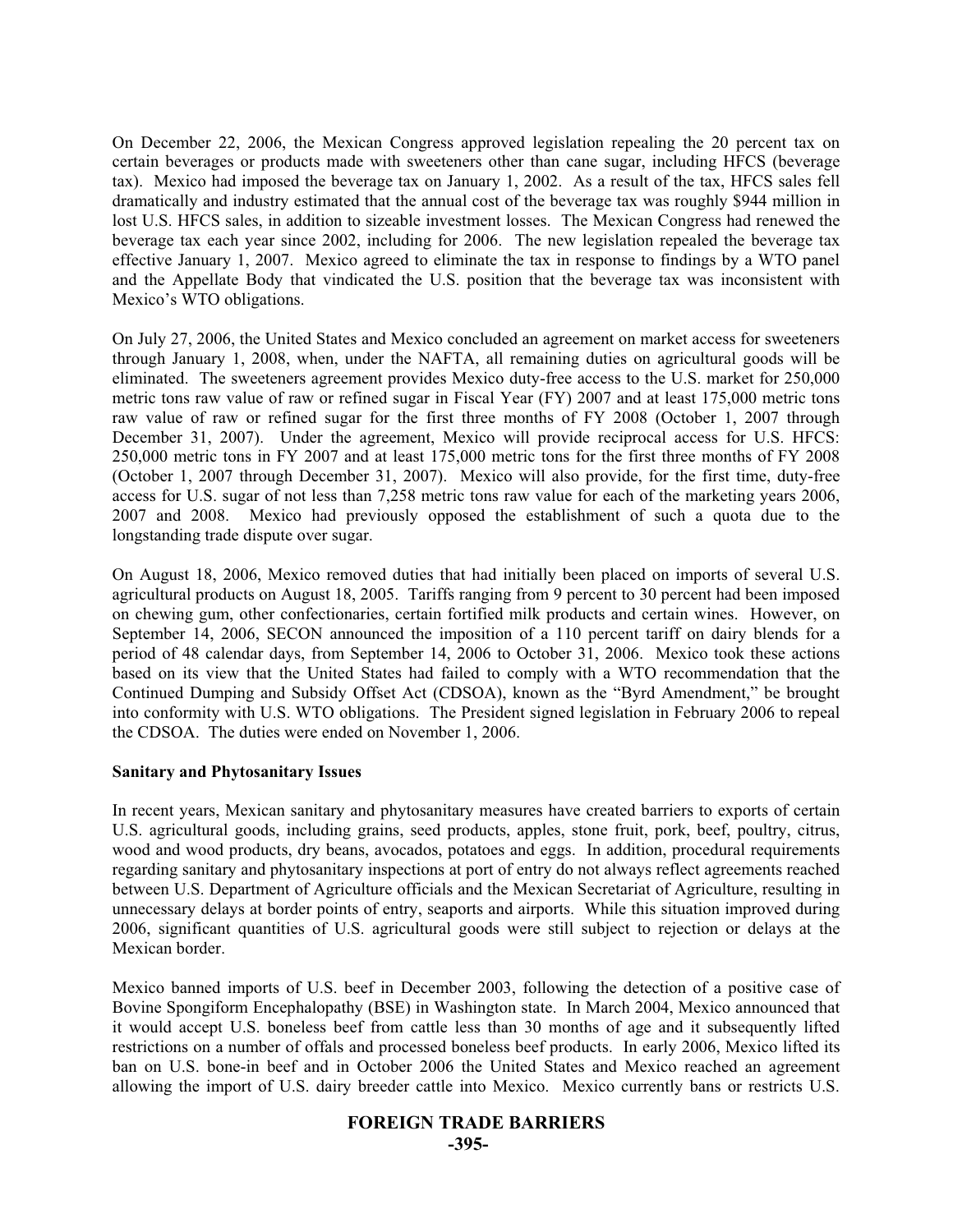On December 22, 2006, the Mexican Congress approved legislation repealing the 20 percent tax on certain beverages or products made with sweeteners other than cane sugar, including HFCS (beverage tax). Mexico had imposed the beverage tax on January 1, 2002. As a result of the tax, HFCS sales fell dramatically and industry estimated that the annual cost of the beverage tax was roughly $944 million in lost U.S. HFCS sales, in addition to sizeable investment losses. The Mexican Congress had renewed the beverage tax each year since 2002, including for 2006. The new legislation repealed the beverage tax effective January 1, 2007. Mexico agreed to eliminate the tax in response to findings by a WTO panel and the Appellate Body that vindicated the U.S. position that the beverage tax was inconsistent with Mexico's WTO obligations.

On July 27, 2006, the United States and Mexico concluded an agreement on market access for sweeteners through January 1, 2008, when, under the NAFTA, all remaining duties on agricultural goods will be eliminated. The sweeteners agreement provides Mexico duty-free access to the U.S. market for 250,000 metric tons raw value of raw or refined sugar in Fiscal Year (FY) 2007 and at least 175,000 metric tons raw value of raw or refined sugar for the first three months of FY 2008 (October 1, 2007 through December 31, 2007). Under the agreement, Mexico will provide reciprocal access for U.S. HFCS: 250,000 metric tons in FY 2007 and at least 175,000 metric tons for the first three months of FY 2008 (October 1, 2007 through December 31, 2007). Mexico will also provide, for the first time, duty-free access for U.S. sugar of not less than 7,258 metric tons raw value for each of the marketing years 2006, 2007 and 2008. Mexico had previously opposed the establishment of such a quota due to the longstanding trade dispute over sugar.

On August 18, 2006, Mexico removed duties that had initially been placed on imports of several U.S. agricultural products on August 18, 2005. Tariffs ranging from 9 percent to 30 percent had been imposed on chewing gum, other confectionaries, certain fortified milk products and certain wines. However, on September 14, 2006, SECON announced the imposition of a 110 percent tariff on dairy blends for a period of 48 calendar days, from September 14, 2006 to October 31, 2006. Mexico took these actions based on its view that the United States had failed to comply with a WTO recommendation that the Continued Dumping and Subsidy Offset Act (CDSOA), known as the "Byrd Amendment," be brought into conformity with U.S. WTO obligations. The President signed legislation in February 2006 to repeal the CDSOA. The duties were ended on November 1, 2006.

**Sanitary and Phytosanitary Issues**

In recent years, Mexican sanitary and phytosanitary measures have created barriers to exports of certain U.S. agricultural goods, including grains, seed products, apples, stone fruit, pork, beef, poultry, citrus, wood and wood products, dry beans, avocados, potatoes and eggs. In addition, procedural requirements regarding sanitary and phytosanitary inspections at port of entry do not always reflect agreements reached between U.S. Department of Agriculture officials and the Mexican Secretariat of Agriculture, resulting in unnecessary delays at border points of entry, seaports and airports. While this situation improved during 2006, significant quantities of U.S. agricultural goods were still subject to rejection or delays at the Mexican border.

Mexico banned imports of U.S. beef in December 2003, following the detection of a positive case of Bovine Spongiform Encephalopathy (BSE) in Washington state. In March 2004, Mexico announced that it would accept U.S. boneless beef from cattle less than 30 months of age and it subsequently lifted restrictions on a number of offals and processed boneless beef products. In early 2006, Mexico lifted its ban on U.S. bone-in beef and in October 2006 the United States and Mexico reached an agreement allowing the import of U.S. dairy breeder cattle into Mexico. Mexico currently bans or restricts U.S.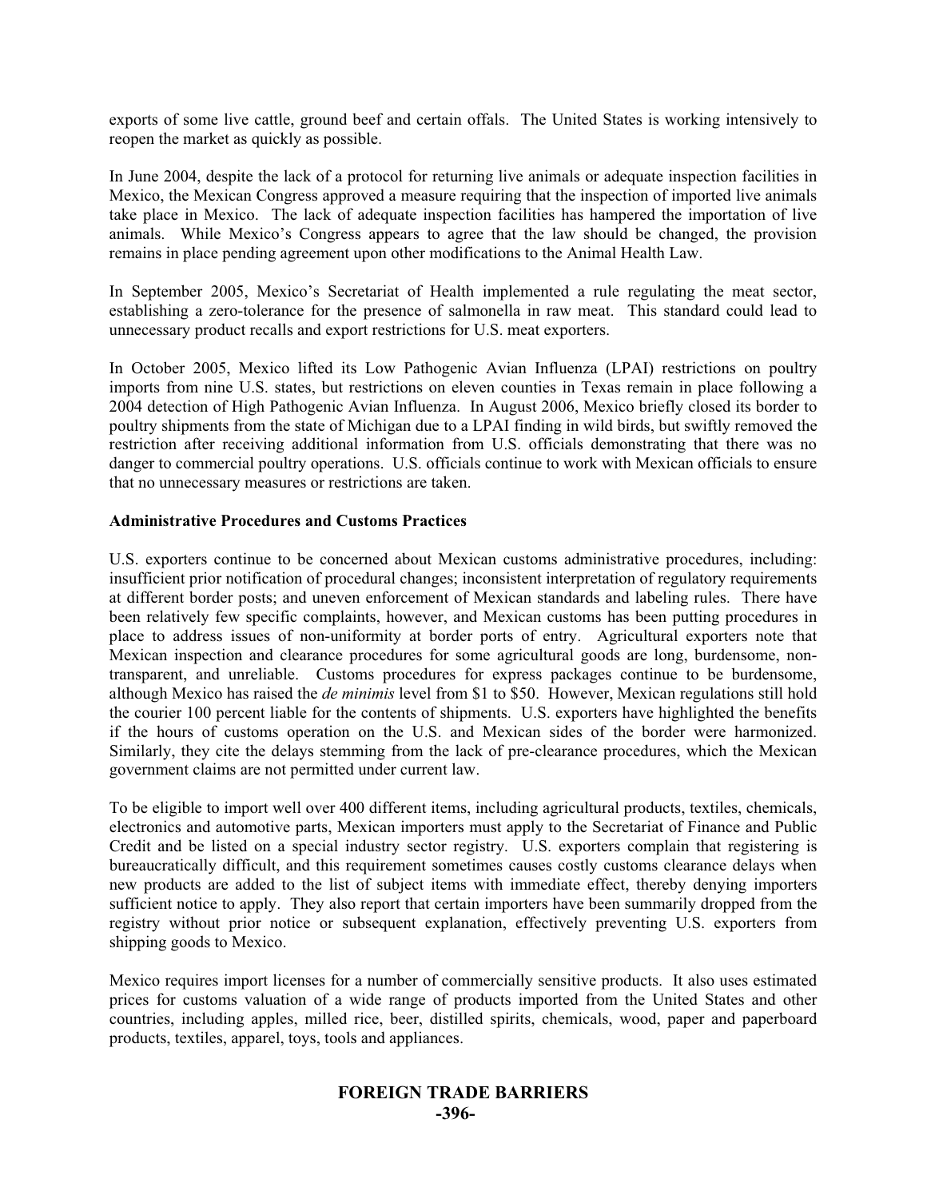exports of some live cattle, ground beef and certain offals. The United States is working intensively to reopen the market as quickly as possible.

In June 2004, despite the lack of a protocol for returning live animals or adequate inspection facilities in Mexico, the Mexican Congress approved a measure requiring that the inspection of imported live animals take place in Mexico. The lack of adequate inspection facilities has hampered the importation of live animals. While Mexico's Congress appears to agree that the law should be changed, the provision remains in place pending agreement upon other modifications to the Animal Health Law.

In September 2005, Mexico's Secretariat of Health implemented a rule regulating the meat sector, establishing a zero-tolerance for the presence of salmonella in raw meat. This standard could lead to unnecessary product recalls and export restrictions for U.S. meat exporters.

In October 2005, Mexico lifted its Low Pathogenic Avian Influenza (LPAI) restrictions on poultry imports from nine U.S. states, but restrictions on eleven counties in Texas remain in place following a 2004 detection of High Pathogenic Avian Influenza. In August 2006, Mexico briefly closed its border to poultry shipments from the state of Michigan due to a LPAI finding in wild birds, but swiftly removed the restriction after receiving additional information from U.S. officials demonstrating that there was no danger to commercial poultry operations. U.S. officials continue to work with Mexican officials to ensure that no unnecessary measures or restrictions are taken.

**Administrative Procedures and Customs Practices**

U.S. exporters continue to be concerned about Mexican customs administrative procedures, including: insufficient prior notification of procedural changes; inconsistent interpretation of regulatory requirements at different border posts; and uneven enforcement of Mexican standards and labeling rules. There have been relatively few specific complaints, however, and Mexican customs has been putting procedures in place to address issues of non-uniformity at border ports of entry. Agricultural exporters note that Mexican inspection and clearance procedures for some agricultural goods are long, burdensome, non-transparent, and unreliable. Customs procedures for express packages continue to be burdensome, although Mexico has raised the *de minimis* level from $1 to $50. However, Mexican regulations still hold the courier 100 percent liable for the contents of shipments. U.S. exporters have highlighted the benefits if the hours of customs operation on the U.S. and Mexican sides of the border were harmonized. Similarly, they cite the delays stemming from the lack of pre-clearance procedures, which the Mexican government claims are not permitted under current law.

To be eligible to import well over 400 different items, including agricultural products, textiles, chemicals, electronics and automotive parts, Mexican importers must apply to the Secretariat of Finance and Public Credit and be listed on a special industry sector registry. U.S. exporters complain that registering is bureaucratically difficult, and this requirement sometimes causes costly customs clearance delays when new products are added to the list of subject items with immediate effect, thereby denying importers sufficient notice to apply. They also report that certain importers have been summarily dropped from the registry without prior notice or subsequent explanation, effectively preventing U.S. exporters from shipping goods to Mexico.

Mexico requires import licenses for a number of commercially sensitive products. It also uses estimated prices for customs valuation of a wide range of products imported from the United States and other countries, including apples, milled rice, beer, distilled spirits, chemicals, wood, paper and paperboard products, textiles, apparel, toys, tools and appliances.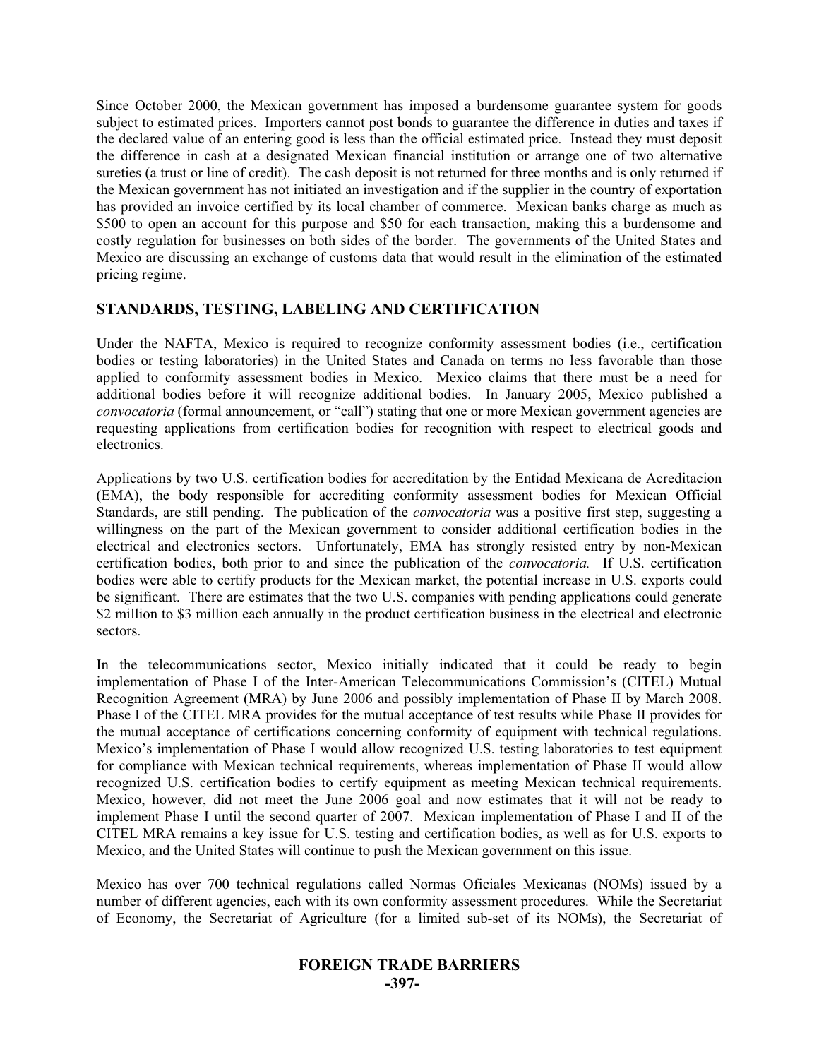Since October 2000, the Mexican government has imposed a burdensome guarantee system for goods subject to estimated prices. Importers cannot post bonds to guarantee the difference in duties and taxes if the declared value of an entering good is less than the official estimated price. Instead they must deposit the difference in cash at a designated Mexican financial institution or arrange one of two alternative sureties (a trust or line of credit). The cash deposit is not returned for three months and is only returned if the Mexican government has not initiated an investigation and if the supplier in the country of exportation has provided an invoice certified by its local chamber of commerce. Mexican banks charge as much as \$500 to open an account for this purpose and \$50 for each transaction, making this a burdensome and costly regulation for businesses on both sides of the border. The governments of the United States and Mexico are discussing an exchange of customs data that would result in the elimination of the estimated pricing regime.

## STANDARDS, TESTING, LABELING AND CERTIFICATION

Under the NAFTA, Mexico is required to recognize conformity assessment bodies (i.e., certification bodies or testing laboratories) in the United States and Canada on terms no less favorable than those applied to conformity assessment bodies in Mexico. Mexico claims that there must be a need for additional bodies before it will recognize additional bodies. In January 2005, Mexico published a *convocatoria* (formal announcement, or "call") stating that one or more Mexican government agencies are requesting applications from certification bodies for recognition with respect to electrical goods and electronics.

Applications by two U.S. certification bodies for accreditation by the Entidad Mexicana de Acreditacion (EMA), the body responsible for accrediting conformity assessment bodies for Mexican Official Standards, are still pending. The publication of the *convocatoria* was a positive first step, suggesting a willingness on the part of the Mexican government to consider additional certification bodies in the electrical and electronics sectors. Unfortunately, EMA has strongly resisted entry by non-Mexican certification bodies, both prior to and since the publication of the *convocatoria.* If U.S. certification bodies were able to certify products for the Mexican market, the potential increase in U.S. exports could be significant. There are estimates that the two U.S. companies with pending applications could generate \$2 million to \$3 million each annually in the product certification business in the electrical and electronic sectors.

In the telecommunications sector, Mexico initially indicated that it could be ready to begin implementation of Phase I of the Inter-American Telecommunications Commission's (CITEL) Mutual Recognition Agreement (MRA) by June 2006 and possibly implementation of Phase II by March 2008. Phase I of the CITEL MRA provides for the mutual acceptance of test results while Phase II provides for the mutual acceptance of certifications concerning conformity of equipment with technical regulations. Mexico's implementation of Phase I would allow recognized U.S. testing laboratories to test equipment for compliance with Mexican technical requirements, whereas implementation of Phase II would allow recognized U.S. certification bodies to certify equipment as meeting Mexican technical requirements. Mexico, however, did not meet the June 2006 goal and now estimates that it will not be ready to implement Phase I until the second quarter of 2007. Mexican implementation of Phase I and II of the CITEL MRA remains a key issue for U.S. testing and certification bodies, as well as for U.S. exports to Mexico, and the United States will continue to push the Mexican government on this issue.

Mexico has over 700 technical regulations called Normas Oficiales Mexicanas (NOMs) issued by a number of different agencies, each with its own conformity assessment procedures. While the Secretariat of Economy, the Secretariat of Agriculture (for a limited sub-set of its NOMs), the Secretariat of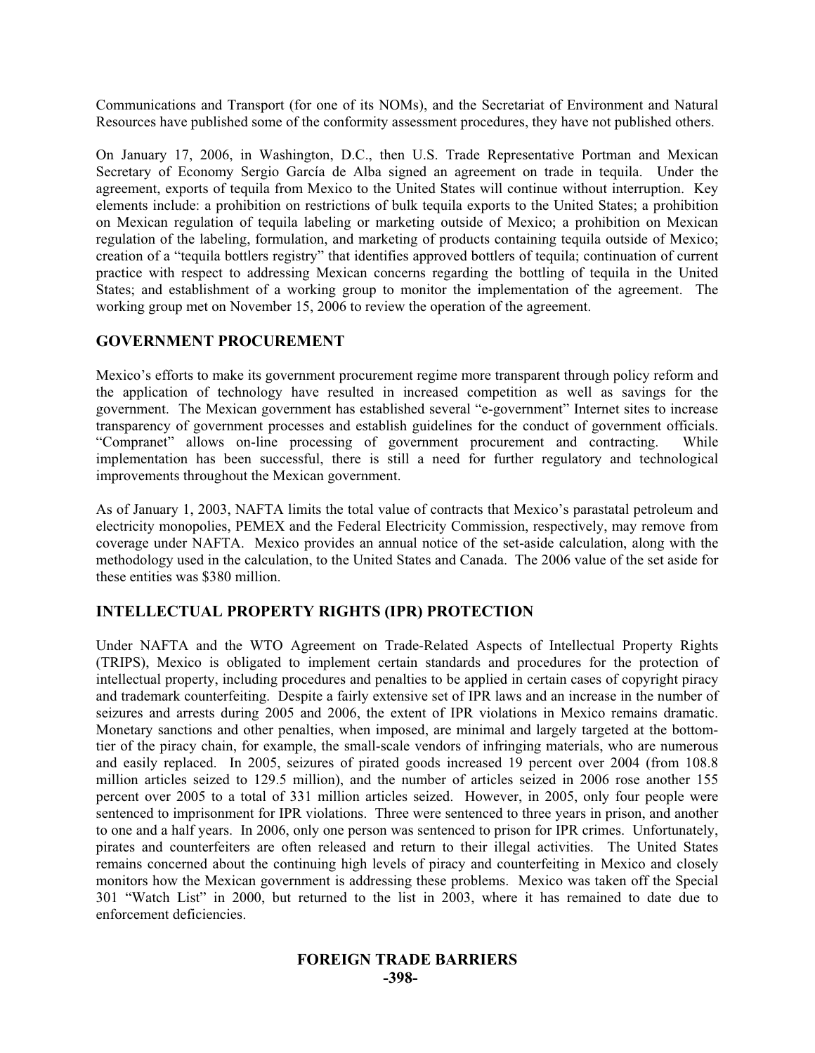Communications and Transport (for one of its NOMs), and the Secretariat of Environment and Natural Resources have published some of the conformity assessment procedures, they have not published others.

On January 17, 2006, in Washington, D.C., then U.S. Trade Representative Portman and Mexican Secretary of Economy Sergio García de Alba signed an agreement on trade in tequila. Under the agreement, exports of tequila from Mexico to the United States will continue without interruption. Key elements include: a prohibition on restrictions of bulk tequila exports to the United States; a prohibition on Mexican regulation of tequila labeling or marketing outside of Mexico; a prohibition on Mexican regulation of the labeling, formulation, and marketing of products containing tequila outside of Mexico; creation of a "tequila bottlers registry" that identifies approved bottlers of tequila; continuation of current practice with respect to addressing Mexican concerns regarding the bottling of tequila in the United States; and establishment of a working group to monitor the implementation of the agreement. The working group met on November 15, 2006 to review the operation of the agreement.

## GOVERNMENT PROCUREMENT

Mexico's efforts to make its government procurement regime more transparent through policy reform and the application of technology have resulted in increased competition as well as savings for the government. The Mexican government has established several "e-government" Internet sites to increase transparency of government processes and establish guidelines for the conduct of government officials. "Compranet" allows on-line processing of government procurement and contracting. While implementation has been successful, there is still a need for further regulatory and technological improvements throughout the Mexican government.

As of January 1, 2003, NAFTA limits the total value of contracts that Mexico's parastatal petroleum and electricity monopolies, PEMEX and the Federal Electricity Commission, respectively, may remove from coverage under NAFTA. Mexico provides an annual notice of the set-aside calculation, along with the methodology used in the calculation, to the United States and Canada. The 2006 value of the set aside for these entities was $380 million.

## INTELLECTUAL PROPERTY RIGHTS (IPR) PROTECTION

Under NAFTA and the WTO Agreement on Trade-Related Aspects of Intellectual Property Rights (TRIPS), Mexico is obligated to implement certain standards and procedures for the protection of intellectual property, including procedures and penalties to be applied in certain cases of copyright piracy and trademark counterfeiting. Despite a fairly extensive set of IPR laws and an increase in the number of seizures and arrests during 2005 and 2006, the extent of IPR violations in Mexico remains dramatic. Monetary sanctions and other penalties, when imposed, are minimal and largely targeted at the bottom-tier of the piracy chain, for example, the small-scale vendors of infringing materials, who are numerous and easily replaced. In 2005, seizures of pirated goods increased 19 percent over 2004 (from 108.8 million articles seized to 129.5 million), and the number of articles seized in 2006 rose another 155 percent over 2005 to a total of 331 million articles seized. However, in 2005, only four people were sentenced to imprisonment for IPR violations. Three were sentenced to three years in prison, and another to one and a half years. In 2006, only one person was sentenced to prison for IPR crimes. Unfortunately, pirates and counterfeiters are often released and return to their illegal activities. The United States remains concerned about the continuing high levels of piracy and counterfeiting in Mexico and closely monitors how the Mexican government is addressing these problems. Mexico was taken off the Special 301 "Watch List" in 2000, but returned to the list in 2003, where it has remained to date due to enforcement deficiencies.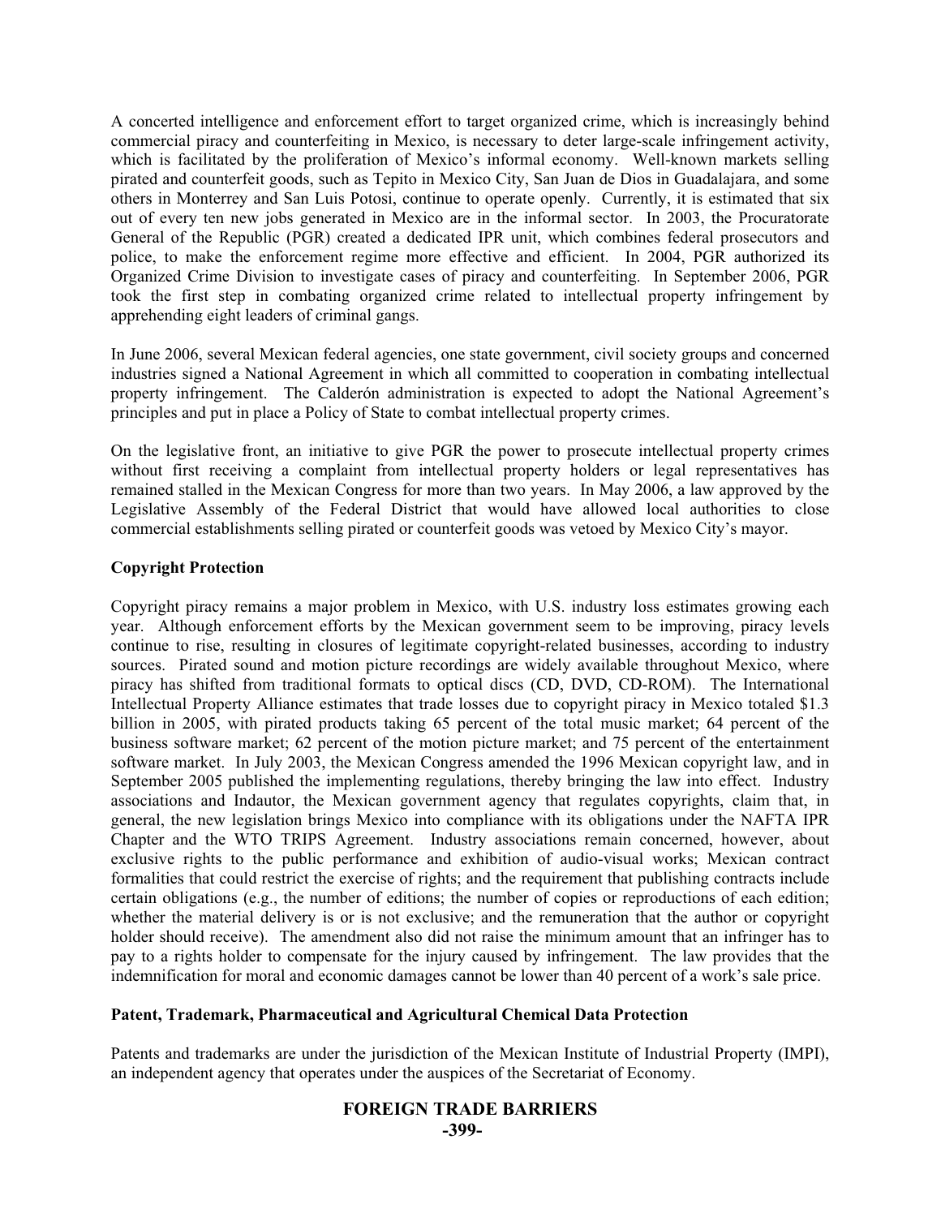A concerted intelligence and enforcement effort to target organized crime, which is increasingly behind commercial piracy and counterfeiting in Mexico, is necessary to deter large-scale infringement activity, which is facilitated by the proliferation of Mexico's informal economy. Well-known markets selling pirated and counterfeit goods, such as Tepito in Mexico City, San Juan de Dios in Guadalajara, and some others in Monterrey and San Luis Potosi, continue to operate openly. Currently, it is estimated that six out of every ten new jobs generated in Mexico are in the informal sector. In 2003, the Procuratorate General of the Republic (PGR) created a dedicated IPR unit, which combines federal prosecutors and police, to make the enforcement regime more effective and efficient. In 2004, PGR authorized its Organized Crime Division to investigate cases of piracy and counterfeiting. In September 2006, PGR took the first step in combating organized crime related to intellectual property infringement by apprehending eight leaders of criminal gangs.

In June 2006, several Mexican federal agencies, one state government, civil society groups and concerned industries signed a National Agreement in which all committed to cooperation in combating intellectual property infringement. The Calderón administration is expected to adopt the National Agreement's principles and put in place a Policy of State to combat intellectual property crimes.

On the legislative front, an initiative to give PGR the power to prosecute intellectual property crimes without first receiving a complaint from intellectual property holders or legal representatives has remained stalled in the Mexican Congress for more than two years. In May 2006, a law approved by the Legislative Assembly of the Federal District that would have allowed local authorities to close commercial establishments selling pirated or counterfeit goods was vetoed by Mexico City's mayor.

**Copyright Protection**

Copyright piracy remains a major problem in Mexico, with U.S. industry loss estimates growing each year. Although enforcement efforts by the Mexican government seem to be improving, piracy levels continue to rise, resulting in closures of legitimate copyright-related businesses, according to industry sources. Pirated sound and motion picture recordings are widely available throughout Mexico, where piracy has shifted from traditional formats to optical discs (CD, DVD, CD-ROM). The International Intellectual Property Alliance estimates that trade losses due to copyright piracy in Mexico totaled $1.3 billion in 2005, with pirated products taking 65 percent of the total music market; 64 percent of the business software market; 62 percent of the motion picture market; and 75 percent of the entertainment software market. In July 2003, the Mexican Congress amended the 1996 Mexican copyright law, and in September 2005 published the implementing regulations, thereby bringing the law into effect. Industry associations and Indautor, the Mexican government agency that regulates copyrights, claim that, in general, the new legislation brings Mexico into compliance with its obligations under the NAFTA IPR Chapter and the WTO TRIPS Agreement. Industry associations remain concerned, however, about exclusive rights to the public performance and exhibition of audio-visual works; Mexican contract formalities that could restrict the exercise of rights; and the requirement that publishing contracts include certain obligations (e.g., the number of editions; the number of copies or reproductions of each edition; whether the material delivery is or is not exclusive; and the remuneration that the author or copyright holder should receive). The amendment also did not raise the minimum amount that an infringer has to pay to a rights holder to compensate for the injury caused by infringement. The law provides that the indemnification for moral and economic damages cannot be lower than 40 percent of a work's sale price.

**Patent, Trademark, Pharmaceutical and Agricultural Chemical Data Protection**

Patents and trademarks are under the jurisdiction of the Mexican Institute of Industrial Property (IMPI), an independent agency that operates under the auspices of the Secretariat of Economy.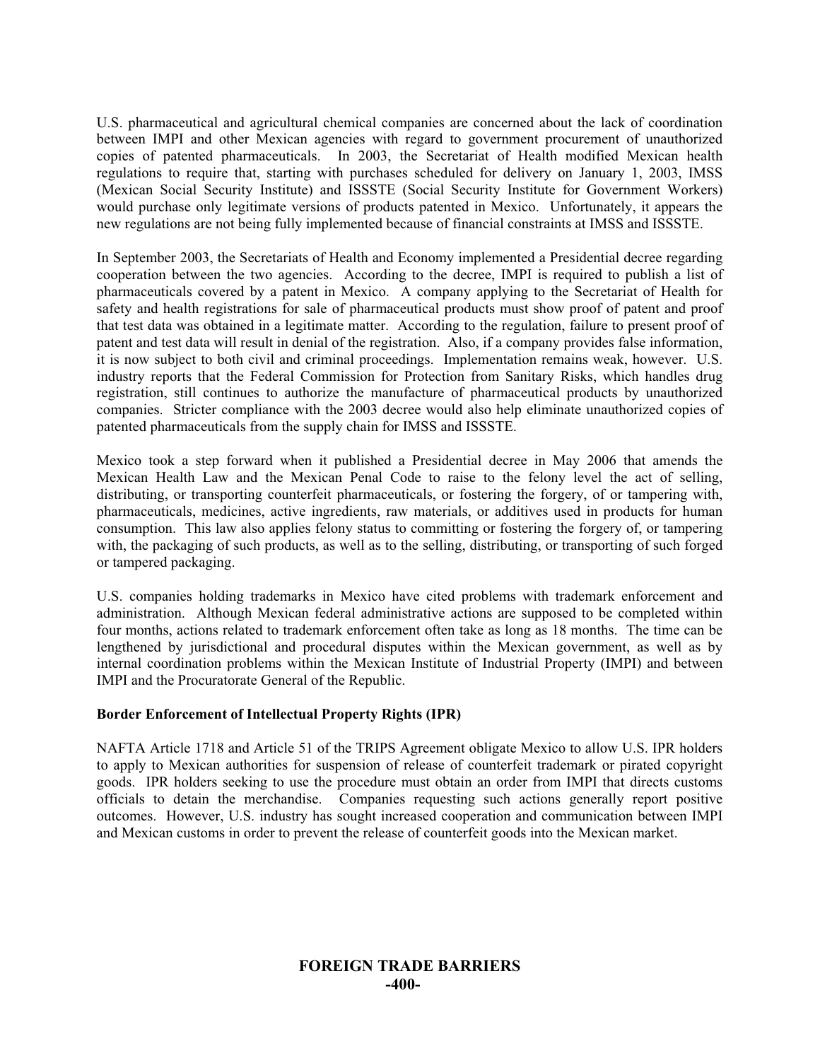U.S. pharmaceutical and agricultural chemical companies are concerned about the lack of coordination between IMPI and other Mexican agencies with regard to government procurement of unauthorized copies of patented pharmaceuticals. In 2003, the Secretariat of Health modified Mexican health regulations to require that, starting with purchases scheduled for delivery on January 1, 2003, IMSS (Mexican Social Security Institute) and ISSSTE (Social Security Institute for Government Workers) would purchase only legitimate versions of products patented in Mexico. Unfortunately, it appears the new regulations are not being fully implemented because of financial constraints at IMSS and ISSSTE.

In September 2003, the Secretariats of Health and Economy implemented a Presidential decree regarding cooperation between the two agencies. According to the decree, IMPI is required to publish a list of pharmaceuticals covered by a patent in Mexico. A company applying to the Secretariat of Health for safety and health registrations for sale of pharmaceutical products must show proof of patent and proof that test data was obtained in a legitimate matter. According to the regulation, failure to present proof of patent and test data will result in denial of the registration. Also, if a company provides false information, it is now subject to both civil and criminal proceedings. Implementation remains weak, however. U.S. industry reports that the Federal Commission for Protection from Sanitary Risks, which handles drug registration, still continues to authorize the manufacture of pharmaceutical products by unauthorized companies. Stricter compliance with the 2003 decree would also help eliminate unauthorized copies of patented pharmaceuticals from the supply chain for IMSS and ISSSTE.

Mexico took a step forward when it published a Presidential decree in May 2006 that amends the Mexican Health Law and the Mexican Penal Code to raise to the felony level the act of selling, distributing, or transporting counterfeit pharmaceuticals, or fostering the forgery, of or tampering with, pharmaceuticals, medicines, active ingredients, raw materials, or additives used in products for human consumption. This law also applies felony status to committing or fostering the forgery of, or tampering with, the packaging of such products, as well as to the selling, distributing, or transporting of such forged or tampered packaging.

U.S. companies holding trademarks in Mexico have cited problems with trademark enforcement and administration. Although Mexican federal administrative actions are supposed to be completed within four months, actions related to trademark enforcement often take as long as 18 months. The time can be lengthened by jurisdictional and procedural disputes within the Mexican government, as well as by internal coordination problems within the Mexican Institute of Industrial Property (IMPI) and between IMPI and the Procuratorate General of the Republic.

**Border Enforcement of Intellectual Property Rights (IPR)**

NAFTA Article 1718 and Article 51 of the TRIPS Agreement obligate Mexico to allow U.S. IPR holders to apply to Mexican authorities for suspension of release of counterfeit trademark or pirated copyright goods. IPR holders seeking to use the procedure must obtain an order from IMPI that directs customs officials to detain the merchandise. Companies requesting such actions generally report positive outcomes. However, U.S. industry has sought increased cooperation and communication between IMPI and Mexican customs in order to prevent the release of counterfeit goods into the Mexican market.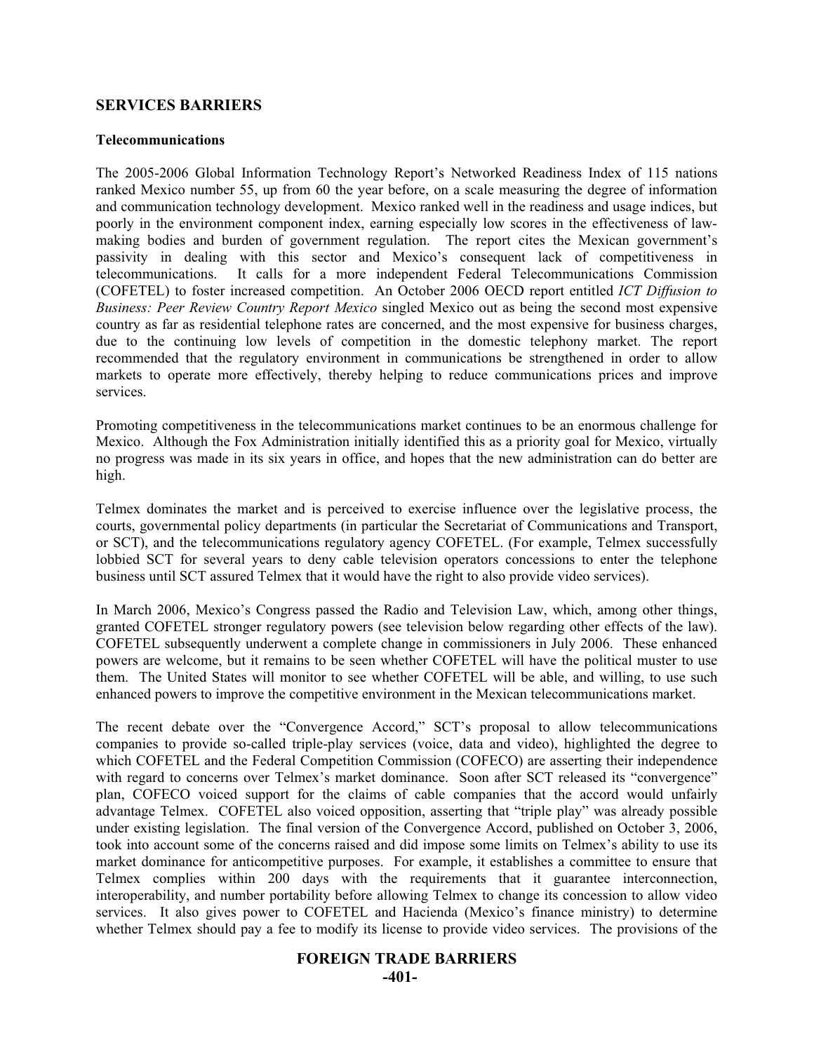## SERVICES BARRIERS

### Telecommunications

The 2005-2006 Global Information Technology Report's Networked Readiness Index of 115 nations ranked Mexico number 55, up from 60 the year before, on a scale measuring the degree of information and communication technology development. Mexico ranked well in the readiness and usage indices, but poorly in the environment component index, earning especially low scores in the effectiveness of law-making bodies and burden of government regulation. The report cites the Mexican government's passivity in dealing with this sector and Mexico's consequent lack of competitiveness in telecommunications. It calls for a more independent Federal Telecommunications Commission (COFETEL) to foster increased competition. An October 2006 OECD report entitled *ICT Diffusion to Business: Peer Review Country Report Mexico* singled Mexico out as being the second most expensive country as far as residential telephone rates are concerned, and the most expensive for business charges, due to the continuing low levels of competition in the domestic telephony market. The report recommended that the regulatory environment in communications be strengthened in order to allow markets to operate more effectively, thereby helping to reduce communications prices and improve services.

Promoting competitiveness in the telecommunications market continues to be an enormous challenge for Mexico. Although the Fox Administration initially identified this as a priority goal for Mexico, virtually no progress was made in its six years in office, and hopes that the new administration can do better are high.

Telmex dominates the market and is perceived to exercise influence over the legislative process, the courts, governmental policy departments (in particular the Secretariat of Communications and Transport, or SCT), and the telecommunications regulatory agency COFETEL. (For example, Telmex successfully lobbied SCT for several years to deny cable television operators concessions to enter the telephone business until SCT assured Telmex that it would have the right to also provide video services).

In March 2006, Mexico's Congress passed the Radio and Television Law, which, among other things, granted COFETEL stronger regulatory powers (see television below regarding other effects of the law). COFETEL subsequently underwent a complete change in commissioners in July 2006. These enhanced powers are welcome, but it remains to be seen whether COFETEL will have the political muster to use them. The United States will monitor to see whether COFETEL will be able, and willing, to use such enhanced powers to improve the competitive environment in the Mexican telecommunications market.

The recent debate over the "Convergence Accord," SCT's proposal to allow telecommunications companies to provide so-called triple-play services (voice, data and video), highlighted the degree to which COFETEL and the Federal Competition Commission (COFECO) are asserting their independence with regard to concerns over Telmex's market dominance. Soon after SCT released its "convergence" plan, COFECO voiced support for the claims of cable companies that the accord would unfairly advantage Telmex. COFETEL also voiced opposition, asserting that "triple play" was already possible under existing legislation. The final version of the Convergence Accord, published on October 3, 2006, took into account some of the concerns raised and did impose some limits on Telmex's ability to use its market dominance for anticompetitive purposes. For example, it establishes a committee to ensure that Telmex complies within 200 days with the requirements that it guarantee interconnection, interoperability, and number portability before allowing Telmex to change its concession to allow video services. It also gives power to COFETEL and Hacienda (Mexico's finance ministry) to determine whether Telmex should pay a fee to modify its license to provide video services. The provisions of the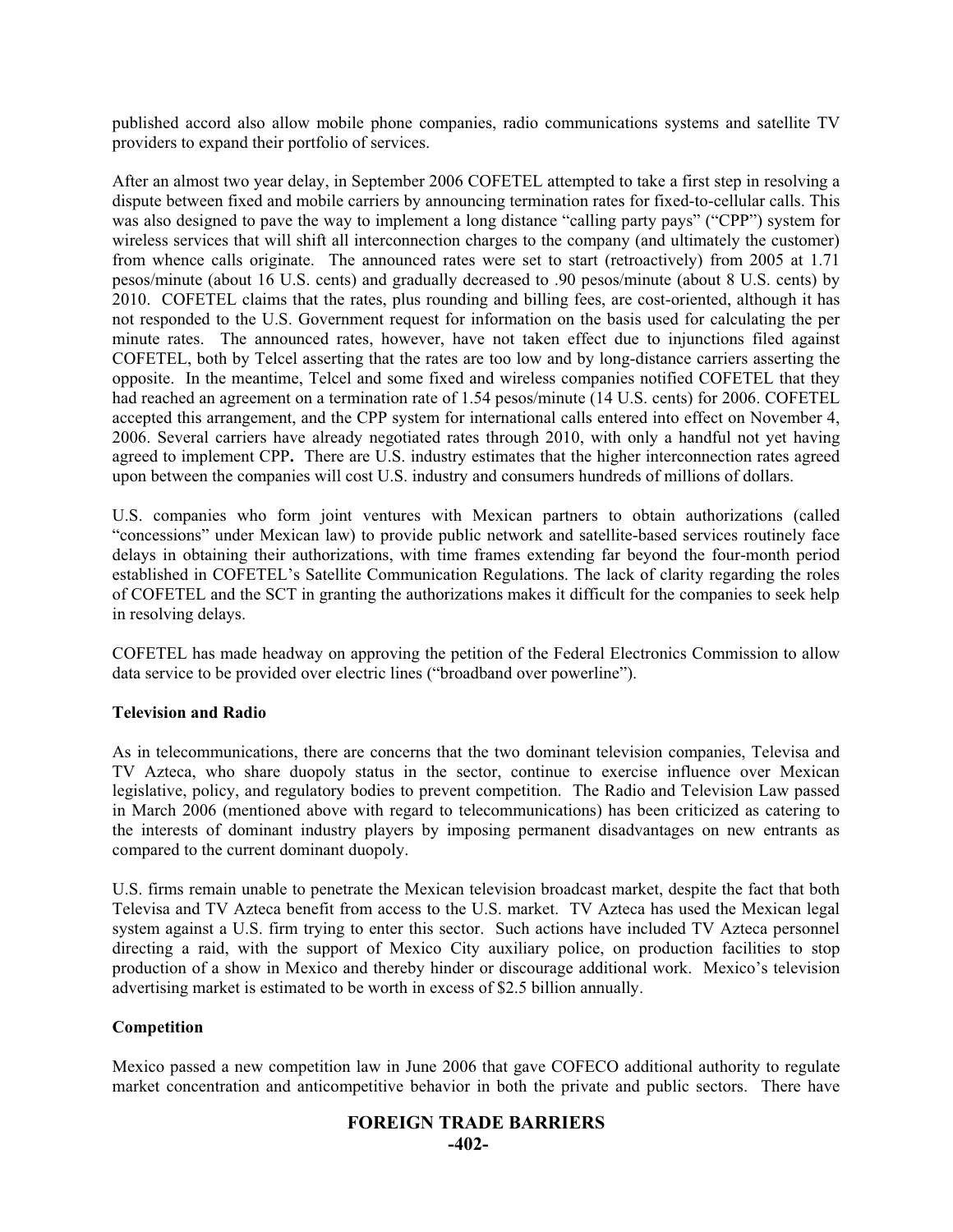published accord also allow mobile phone companies, radio communications systems and satellite TV providers to expand their portfolio of services.

After an almost two year delay, in September 2006 COFETEL attempted to take a first step in resolving a dispute between fixed and mobile carriers by announcing termination rates for fixed-to-cellular calls. This was also designed to pave the way to implement a long distance "calling party pays" ("CPP") system for wireless services that will shift all interconnection charges to the company (and ultimately the customer) from whence calls originate. The announced rates were set to start (retroactively) from 2005 at 1.71 pesos/minute (about 16 U.S. cents) and gradually decreased to .90 pesos/minute (about 8 U.S. cents) by 2010. COFETEL claims that the rates, plus rounding and billing fees, are cost-oriented, although it has not responded to the U.S. Government request for information on the basis used for calculating the per minute rates. The announced rates, however, have not taken effect due to injunctions filed against COFETEL, both by Telcel asserting that the rates are too low and by long-distance carriers asserting the opposite. In the meantime, Telcel and some fixed and wireless companies notified COFETEL that they had reached an agreement on a termination rate of 1.54 pesos/minute (14 U.S. cents) for 2006. COFETEL accepted this arrangement, and the CPP system for international calls entered into effect on November 4, 2006. Several carriers have already negotiated rates through 2010, with only a handful not yet having agreed to implement CPP**.** There are U.S. industry estimates that the higher interconnection rates agreed upon between the companies will cost U.S. industry and consumers hundreds of millions of dollars.

U.S. companies who form joint ventures with Mexican partners to obtain authorizations (called "concessions" under Mexican law) to provide public network and satellite-based services routinely face delays in obtaining their authorizations, with time frames extending far beyond the four-month period established in COFETEL's Satellite Communication Regulations. The lack of clarity regarding the roles of COFETEL and the SCT in granting the authorizations makes it difficult for the companies to seek help in resolving delays.

COFETEL has made headway on approving the petition of the Federal Electronics Commission to allow data service to be provided over electric lines ("broadband over powerline").

**Television and Radio**

As in telecommunications, there are concerns that the two dominant television companies, Televisa and TV Azteca, who share duopoly status in the sector, continue to exercise influence over Mexican legislative, policy, and regulatory bodies to prevent competition. The Radio and Television Law passed in March 2006 (mentioned above with regard to telecommunications) has been criticized as catering to the interests of dominant industry players by imposing permanent disadvantages on new entrants as compared to the current dominant duopoly.

U.S. firms remain unable to penetrate the Mexican television broadcast market, despite the fact that both Televisa and TV Azteca benefit from access to the U.S. market. TV Azteca has used the Mexican legal system against a U.S. firm trying to enter this sector. Such actions have included TV Azteca personnel directing a raid, with the support of Mexico City auxiliary police, on production facilities to stop production of a show in Mexico and thereby hinder or discourage additional work. Mexico's television advertising market is estimated to be worth in excess of $2.5 billion annually.

**Competition**

Mexico passed a new competition law in June 2006 that gave COFECO additional authority to regulate market concentration and anticompetitive behavior in both the private and public sectors. There have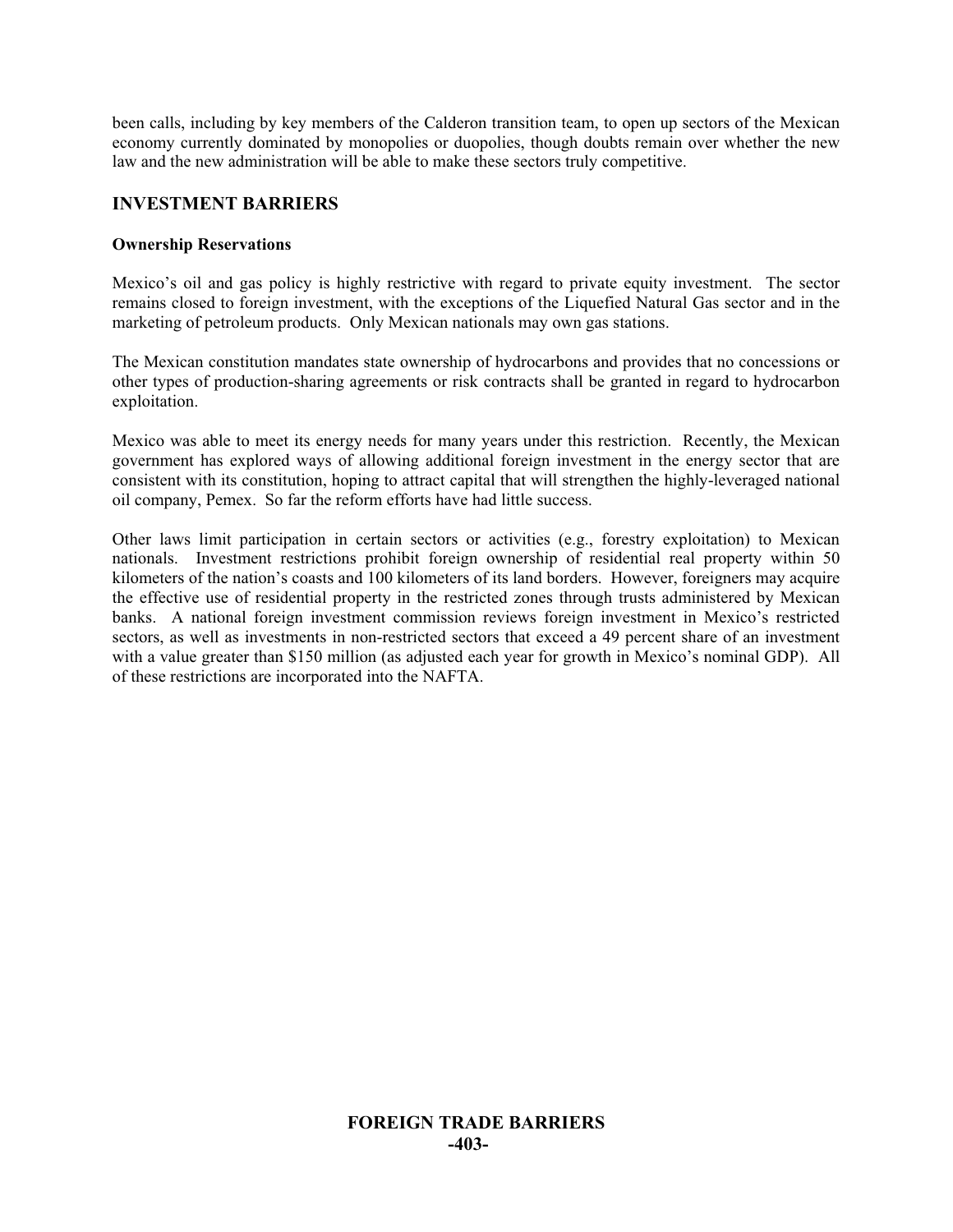been calls, including by key members of the Calderon transition team, to open up sectors of the Mexican economy currently dominated by monopolies or duopolies, though doubts remain over whether the new law and the new administration will be able to make these sectors truly competitive.

## INVESTMENT BARRIERS

### Ownership Reservations

Mexico's oil and gas policy is highly restrictive with regard to private equity investment. The sector remains closed to foreign investment, with the exceptions of the Liquefied Natural Gas sector and in the marketing of petroleum products. Only Mexican nationals may own gas stations.

The Mexican constitution mandates state ownership of hydrocarbons and provides that no concessions or other types of production-sharing agreements or risk contracts shall be granted in regard to hydrocarbon exploitation.

Mexico was able to meet its energy needs for many years under this restriction. Recently, the Mexican government has explored ways of allowing additional foreign investment in the energy sector that are consistent with its constitution, hoping to attract capital that will strengthen the highly-leveraged national oil company, Pemex. So far the reform efforts have had little success.

Other laws limit participation in certain sectors or activities (e.g., forestry exploitation) to Mexican nationals. Investment restrictions prohibit foreign ownership of residential real property within 50 kilometers of the nation's coasts and 100 kilometers of its land borders. However, foreigners may acquire the effective use of residential property in the restricted zones through trusts administered by Mexican banks. A national foreign investment commission reviews foreign investment in Mexico's restricted sectors, as well as investments in non-restricted sectors that exceed a 49 percent share of an investment with a value greater than $150 million (as adjusted each year for growth in Mexico's nominal GDP). All of these restrictions are incorporated into the NAFTA.